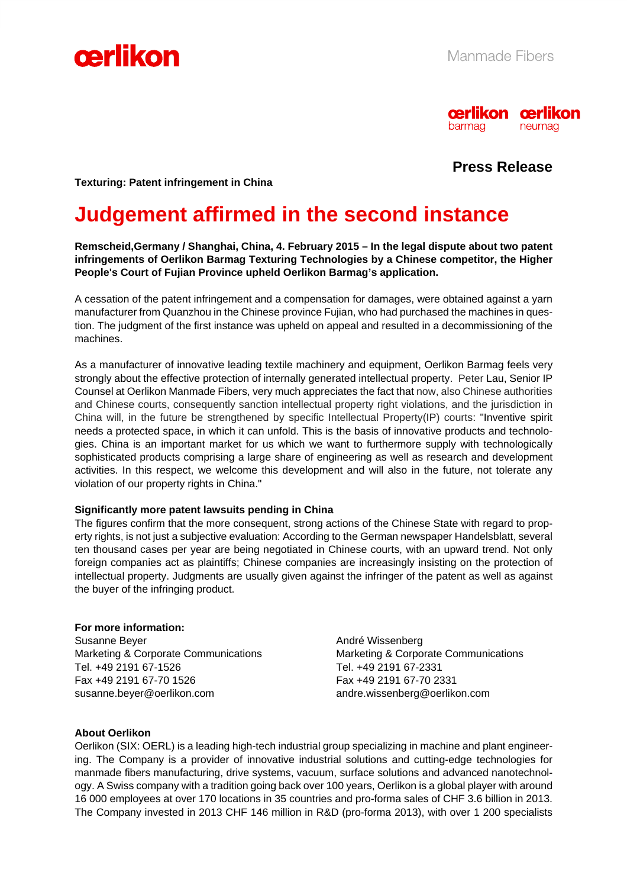Manmade Fibers

**Press Release**

**Texturing: Patent infringement in China**

# Judgement affirmed in the second instance

**Remscheid,Germany / Shanghai, China, 4. February 2015 – In the legal dispute about two patent infringements of Oerlikon Barmag Texturing Technologies by a Chinese competitor, the Higher People's Court of Fujian Province upheld Oerlikon Barmag's application.**

A cessation of the patent infringement and a compensation for damages, were obtained against a yarn manufacturer from Quanzhou in the Chinese province Fujian, who had purchased the machines in question. The judgment of the first instance was upheld on appeal and resulted in a decommissioning of the machines.

As a manufacturer of innovative leading textile machinery and equipment, Oerlikon Barmag feels very strongly about the effective protection of internally generated intellectual property. Peter Lau, Senior IP Counsel at Oerlikon Manmade Fibers, very much appreciates the fact that now, also Chinese authorities and Chinese courts, consequently sanction intellectual property right violations, and the jurisdiction in China will, in the future be strengthened by specific Intellectual Property(IP) courts: "Inventive spirit needs a protected space, in which it can unfold. This is the basis of innovative products and technologies. China is an important market for us which we want to furthermore supply with technologically sophisticated products comprising a large share of engineering as well as research and development activities. In this respect, we welcome this development and will also in the future, not tolerate any violation of our property rights in China."

**Significantly more patent lawsuits pending in China**

The figures confirm that the more consequent, strong actions of the Chinese State with regard to property rights, is not just a subjective evaluation: According to the German newspaper Handelsblatt, several ten thousand cases per year are being negotiated in Chinese courts, with an upward trend. Not only foreign companies act as plaintiffs; Chinese companies are increasingly insisting on the protection of intellectual property. Judgments are usually given against the infringer of the patent as well as against the buyer of the infringing product.

**For more information:**

Susanne Beyer
Marketing & Corporate Communications
Tel. +49 2191 67-1526
Fax +49 2191 67-70 1526
susanne.beyer@oerlikon.com

André Wissenberg
Marketing & Corporate Communications
Tel. +49 2191 67-2331
Fax +49 2191 67-70 2331
andre.wissenberg@oerlikon.com

**About Oerlikon**

Oerlikon (SIX: OERL) is a leading high-tech industrial group specializing in machine and plant engineering. The Company is a provider of innovative industrial solutions and cutting-edge technologies for manmade fibers manufacturing, drive systems, vacuum, surface solutions and advanced nanotechnology. A Swiss company with a tradition going back over 100 years, Oerlikon is a global player with around 16 000 employees at over 170 locations in 35 countries and pro-forma sales of CHF 3.6 billion in 2013. The Company invested in 2013 CHF 146 million in R&D (pro-forma 2013), with over 1 200 specialists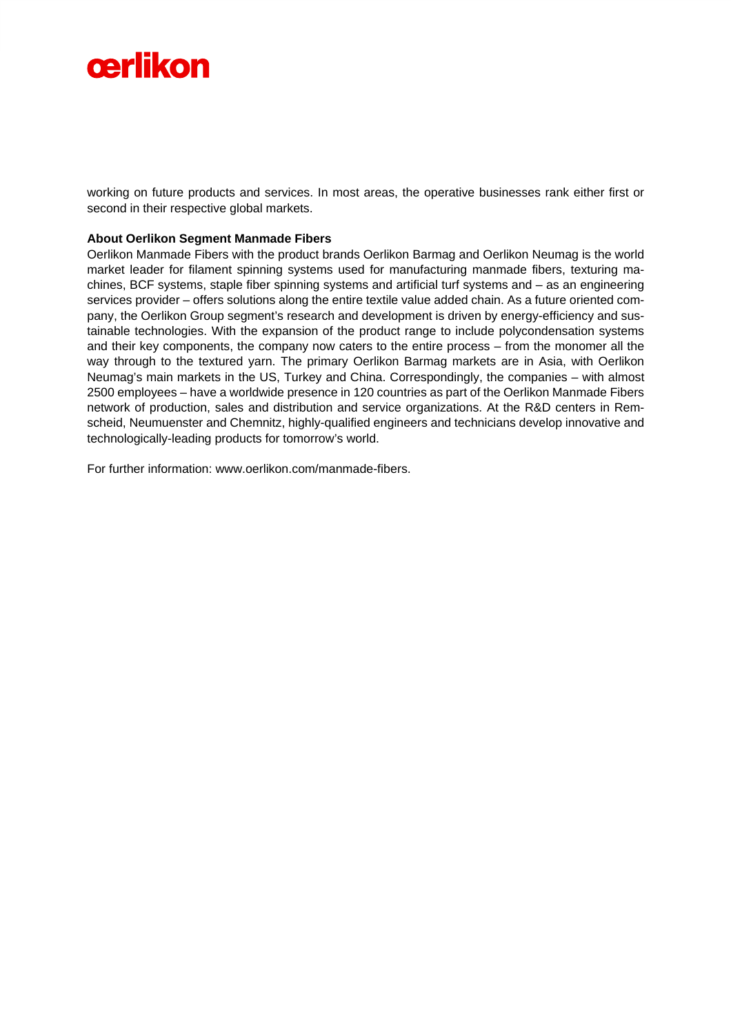working on future products and services. In most areas, the operative businesses rank either first or second in their respective global markets.

**About Oerlikon Segment Manmade Fibers**

Oerlikon Manmade Fibers with the product brands Oerlikon Barmag and Oerlikon Neumag is the world market leader for filament spinning systems used for manufacturing manmade fibers, texturing machines, BCF systems, staple fiber spinning systems and artificial turf systems and – as an engineering services provider – offers solutions along the entire textile value added chain. As a future oriented company, the Oerlikon Group segment's research and development is driven by energy-efficiency and sustainable technologies. With the expansion of the product range to include polycondensation systems and their key components, the company now caters to the entire process – from the monomer all the way through to the textured yarn. The primary Oerlikon Barmag markets are in Asia, with Oerlikon Neumag's main markets in the US, Turkey and China. Correspondingly, the companies – with almost 2500 employees – have a worldwide presence in 120 countries as part of the Oerlikon Manmade Fibers network of production, sales and distribution and service organizations. At the R&D centers in Remscheid, Neumuenster and Chemnitz, highly-qualified engineers and technicians develop innovative and technologically-leading products for tomorrow's world.

For further information: www.oerlikon.com/manmade-fibers.